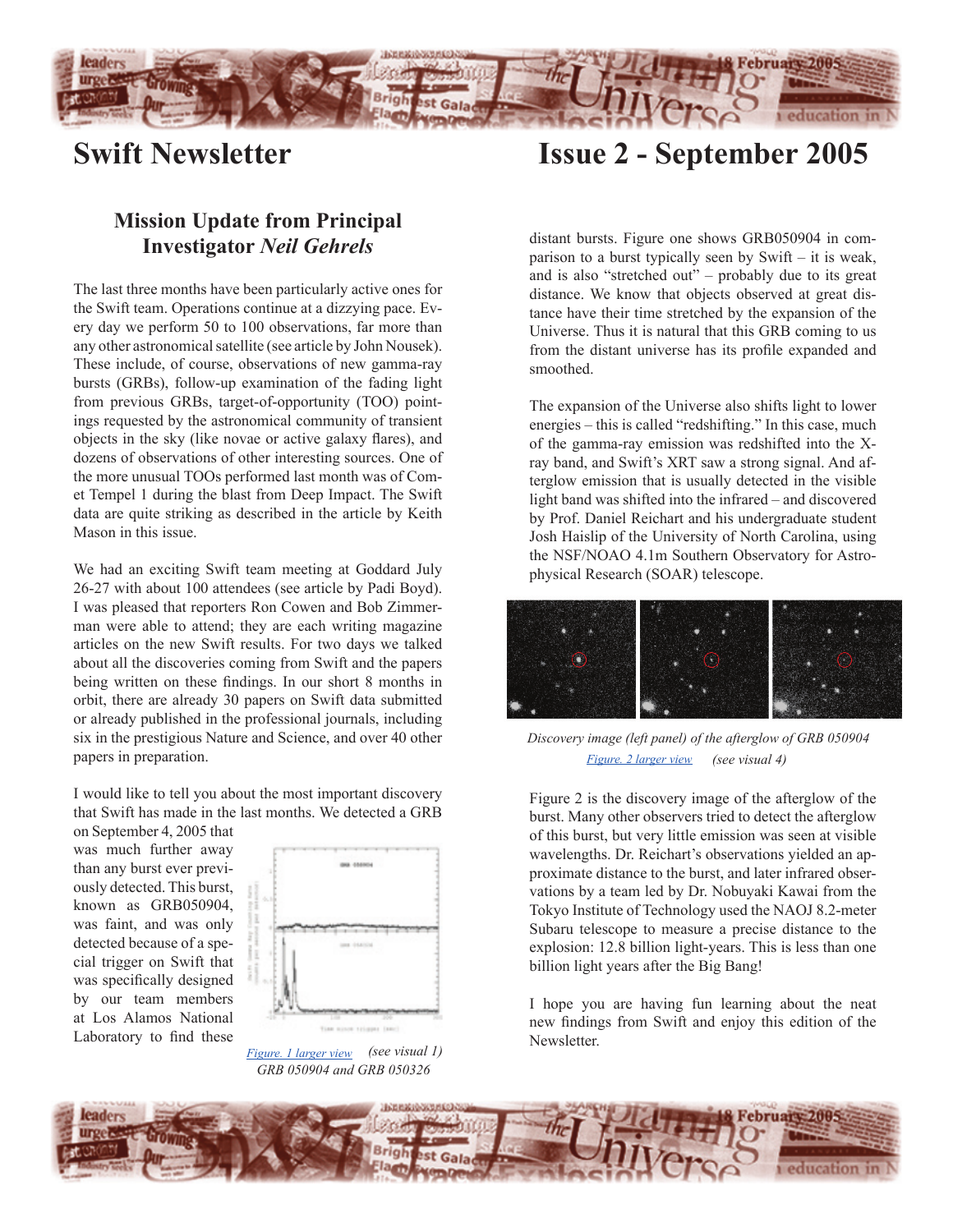# Swift Newsletter

# Issue 2 - September 2005

## Mission Update from Principal Investigator *Neil Gehrels*

The last three months have been particularly active ones for the Swift team. Operations continue at a dizzying pace. Every day we perform 50 to 100 observations, far more than any other astronomical satellite (see article by John Nousek). These include, of course, observations of new gamma-ray bursts (GRBs), follow-up examination of the fading light from previous GRBs, target-of-opportunity (TOO) pointings requested by the astronomical community of transient objects in the sky (like novae or active galaxy flares), and dozens of observations of other interesting sources. One of the more unusual TOOs performed last month was of Comet Tempel 1 during the blast from Deep Impact. The Swift data are quite striking as described in the article by Keith Mason in this issue.

We had an exciting Swift team meeting at Goddard July 26-27 with about 100 attendees (see article by Padi Boyd). I was pleased that reporters Ron Cowen and Bob Zimmerman were able to attend; they are each writing magazine articles on the new Swift results. For two days we talked about all the discoveries coming from Swift and the papers being written on these findings. In our short 8 months in orbit, there are already 30 papers on Swift data submitted or already published in the professional journals, including six in the prestigious Nature and Science, and over 40 other papers in preparation.

I would like to tell you about the most important discovery that Swift has made in the last months. We detected a GRB on September 4, 2005 that was much further away than any burst ever previously detected. This burst, known as GRB050904, was faint, and was only detected because of a special trigger on Swift that was specifically designed by our team members at Los Alamos National Laboratory to find these distant bursts. Figure one shows GRB050904 in comparison to a burst typically seen by Swift – it is weak, and is also "stretched out" – probably due to its great distance. We know that objects observed at great distance have their time stretched by the expansion of the Universe. Thus it is natural that this GRB coming to us from the distant universe has its profile expanded and smoothed.

*Figure. 1 larger view* *(see visual 1)*
*GRB 050904 and GRB 050326*

The expansion of the Universe also shifts light to lower energies – this is called "redshifting." In this case, much of the gamma-ray emission was redshifted into the X-ray band, and Swift's XRT saw a strong signal. And afterglow emission that is usually detected in the visible light band was shifted into the infrared – and discovered by Prof. Daniel Reichart and his undergraduate student Josh Haislip of the University of North Carolina, using the NSF/NOAO 4.1m Southern Observatory for Astrophysical Research (SOAR) telescope.

*Discovery image (left panel) of the afterglow of GRB 050904*
*Figure. 2 larger view* *(see visual 4)*

Figure 2 is the discovery image of the afterglow of the burst. Many other observers tried to detect the afterglow of this burst, but very little emission was seen at visible wavelengths. Dr. Reichart's observations yielded an approximate distance to the burst, and later infrared observations by a team led by Dr. Nobuyaki Kawai from the Tokyo Institute of Technology used the NAOJ 8.2-meter Subaru telescope to measure a precise distance to the explosion: 12.8 billion light-years. This is less than one billion light years after the Big Bang!

I hope you are having fun learning about the neat new findings from Swift and enjoy this edition of the Newsletter.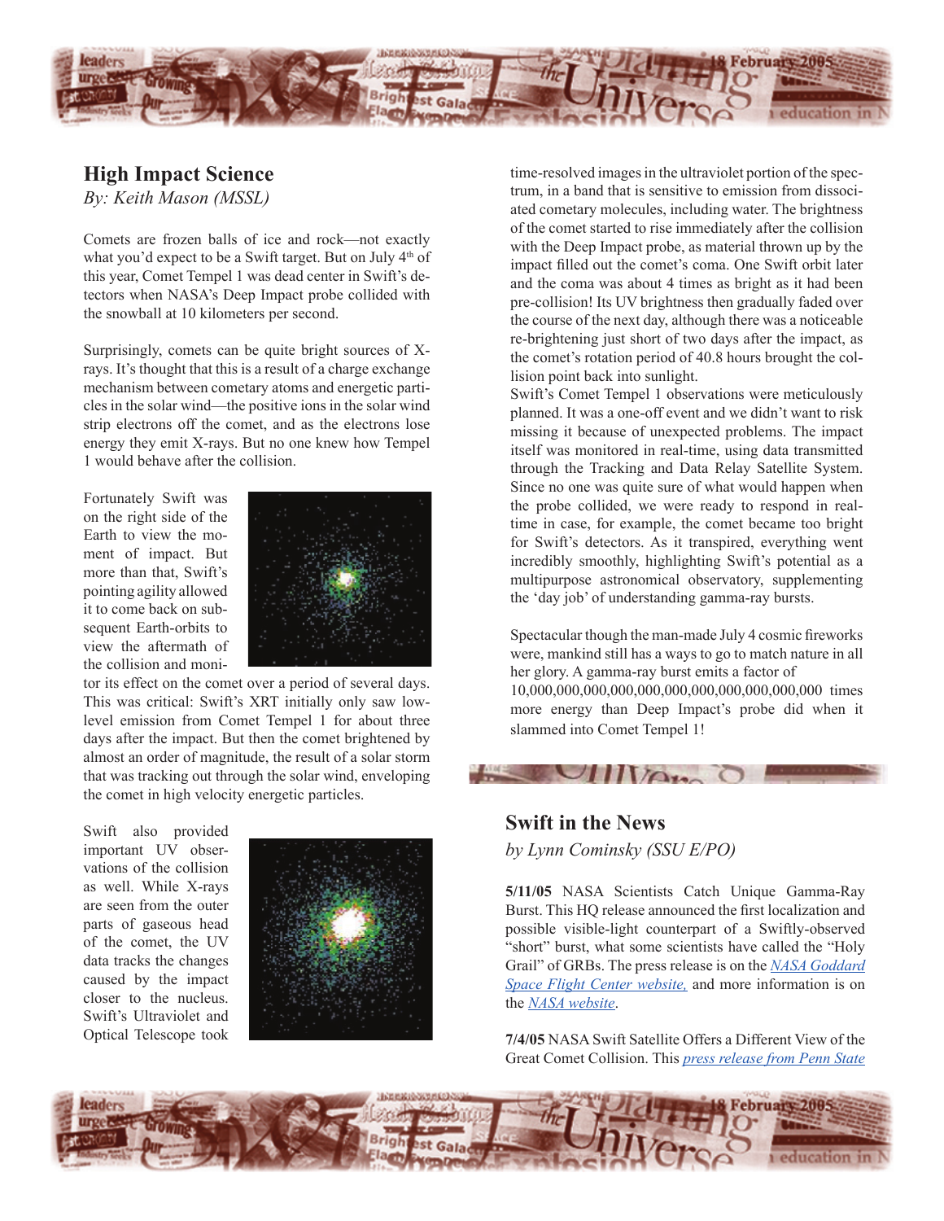## High Impact Science

*By: Keith Mason (MSSL)*

Comets are frozen balls of ice and rock—not exactly what you'd expect to be a Swift target. But on July 4th of this year, Comet Tempel 1 was dead center in Swift's detectors when NASA's Deep Impact probe collided with the snowball at 10 kilometers per second.

Surprisingly, comets can be quite bright sources of X-rays. It's thought that this is a result of a charge exchange mechanism between cometary atoms and energetic particles in the solar wind—the positive ions in the solar wind strip electrons off the comet, and as the electrons lose energy they emit X-rays. But no one knew how Tempel 1 would behave after the collision.

Fortunately Swift was on the right side of the Earth to view the moment of impact. But more than that, Swift's pointing agility allowed it to come back on subsequent Earth-orbits to view the aftermath of the collision and monitor its effect on the comet over a period of several days. This was critical: Swift's XRT initially only saw low-level emission from Comet Tempel 1 for about three days after the impact. But then the comet brightened by almost an order of magnitude, the result of a solar storm that was tracking out through the solar wind, enveloping the comet in high velocity energetic particles.

Swift also provided important UV observations of the collision as well. While X-rays are seen from the outer parts of gaseous head of the comet, the UV data tracks the changes caused by the impact closer to the nucleus. Swift's Ultraviolet and Optical Telescope took time-resolved images in the ultraviolet portion of the spectrum, in a band that is sensitive to emission from dissociated cometary molecules, including water. The brightness of the comet started to rise immediately after the collision with the Deep Impact probe, as material thrown up by the impact filled out the comet's coma. One Swift orbit later and the coma was about 4 times as bright as it had been pre-collision! Its UV brightness then gradually faded over the course of the next day, although there was a noticeable re-brightening just short of two days after the impact, as the comet's rotation period of 40.8 hours brought the collision point back into sunlight.

Swift's Comet Tempel 1 observations were meticulously planned. It was a one-off event and we didn't want to risk missing it because of unexpected problems. The impact itself was monitored in real-time, using data transmitted through the Tracking and Data Relay Satellite System. Since no one was quite sure of what would happen when the probe collided, we were ready to respond in real-time in case, for example, the comet became too bright for Swift's detectors. As it transpired, everything went incredibly smoothly, highlighting Swift's potential as a multipurpose astronomical observatory, supplementing the 'day job' of understanding gamma-ray bursts.

Spectacular though the man-made July 4 cosmic fireworks were, mankind still has a ways to go to match nature in all her glory. A gamma-ray burst emits a factor of 10,000,000,000,000,000,000,000,000,000,000,000 times more energy than Deep Impact's probe did when it slammed into Comet Tempel 1!

## Swift in the News

*by Lynn Cominsky (SSU E/PO)*

**5/11/05** NASA Scientists Catch Unique Gamma-Ray Burst. This HQ release announced the first localization and possible visible-light counterpart of a Swiftly-observed "short" burst, what some scientists have called the "Holy Grail" of GRBs. The press release is on the NASA Goddard Space Flight Center website, and more information is on the NASA website.

**7/4/05** NASA Swift Satellite Offers a Different View of the Great Comet Collision. This press release from Penn State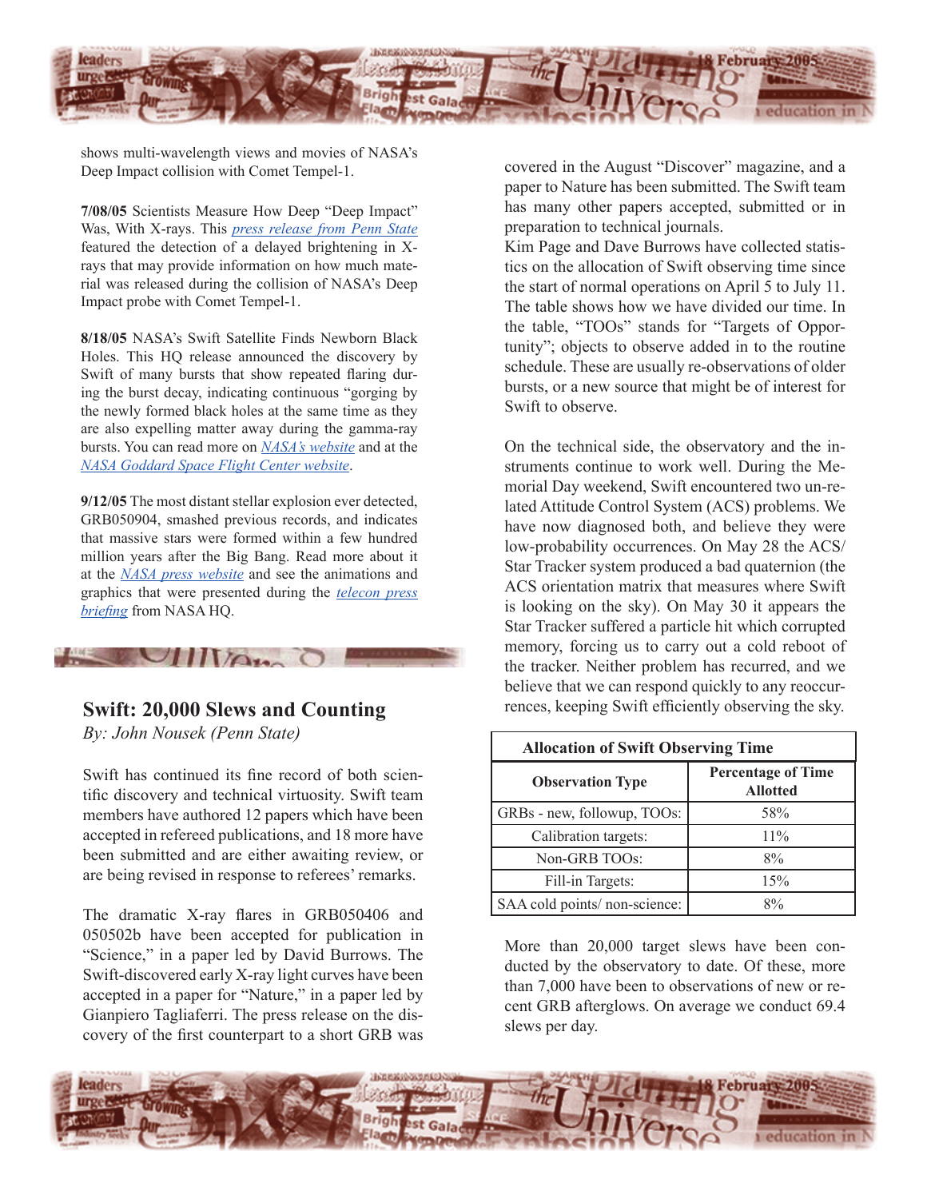shows multi-wavelength views and movies of NASA's Deep Impact collision with Comet Tempel-1.

**7/08/05** Scientists Measure How Deep "Deep Impact" Was, With X-rays. This *press release from Penn State* featured the detection of a delayed brightening in X-rays that may provide information on how much material was released during the collision of NASA's Deep Impact probe with Comet Tempel-1.

**8/18/05** NASA's Swift Satellite Finds Newborn Black Holes. This HQ release announced the discovery by Swift of many bursts that show repeated flaring during the burst decay, indicating continuous "gorging by the newly formed black holes at the same time as they are also expelling matter away during the gamma-ray bursts. You can read more on *NASA's website* and at the *NASA Goddard Space Flight Center website*.

**9/12/05** The most distant stellar explosion ever detected, GRB050904, smashed previous records, and indicates that massive stars were formed within a few hundred million years after the Big Bang. Read more about it at the *NASA press website* and see the animations and graphics that were presented during the *telecon press briefing* from NASA HQ.

## Swift: 20,000 Slews and Counting

*By: John Nousek (Penn State)*

Swift has continued its fine record of both scientific discovery and technical virtuosity. Swift team members have authored 12 papers which have been accepted in refereed publications, and 18 more have been submitted and are either awaiting review, or are being revised in response to referees' remarks.

The dramatic X-ray flares in GRB050406 and 050502b have been accepted for publication in "Science," in a paper led by David Burrows. The Swift-discovered early X-ray light curves have been accepted in a paper for "Nature," in a paper led by Gianpiero Tagliaferri. The press release on the discovery of the first counterpart to a short GRB was covered in the August "Discover" magazine, and a paper to Nature has been submitted. The Swift team has many other papers accepted, submitted or in preparation to technical journals.

Kim Page and Dave Burrows have collected statistics on the allocation of Swift observing time since the start of normal operations on April 5 to July 11. The table shows how we have divided our time. In the table, "TOOs" stands for "Targets of Opportunity"; objects to observe added in to the routine schedule. These are usually re-observations of older bursts, or a new source that might be of interest for Swift to observe.

On the technical side, the observatory and the instruments continue to work well. During the Memorial Day weekend, Swift encountered two un-related Attitude Control System (ACS) problems. We have now diagnosed both, and believe they were low-probability occurrences. On May 28 the ACS/Star Tracker system produced a bad quaternion (the ACS orientation matrix that measures where Swift is looking on the sky). On May 30 it appears the Star Tracker suffered a particle hit which corrupted memory, forcing us to carry out a cold reboot of the tracker. Neither problem has recurred, and we believe that we can respond quickly to any reoccurrences, keeping Swift efficiently observing the sky.

**Allocation of Swift Observing Time**

| Observation Type | Percentage of Time Allotted |
|---|---|
| GRBs - new, followup, TOOs: | 58% |
| Calibration targets: | 11% |
| Non-GRB TOOs: | 8% |
| Fill-in Targets: | 15% |
| SAA cold points/ non-science: | 8% |

More than 20,000 target slews have been conducted by the observatory to date. Of these, more than 7,000 have been to observations of new or recent GRB afterglows. On average we conduct 69.4 slews per day.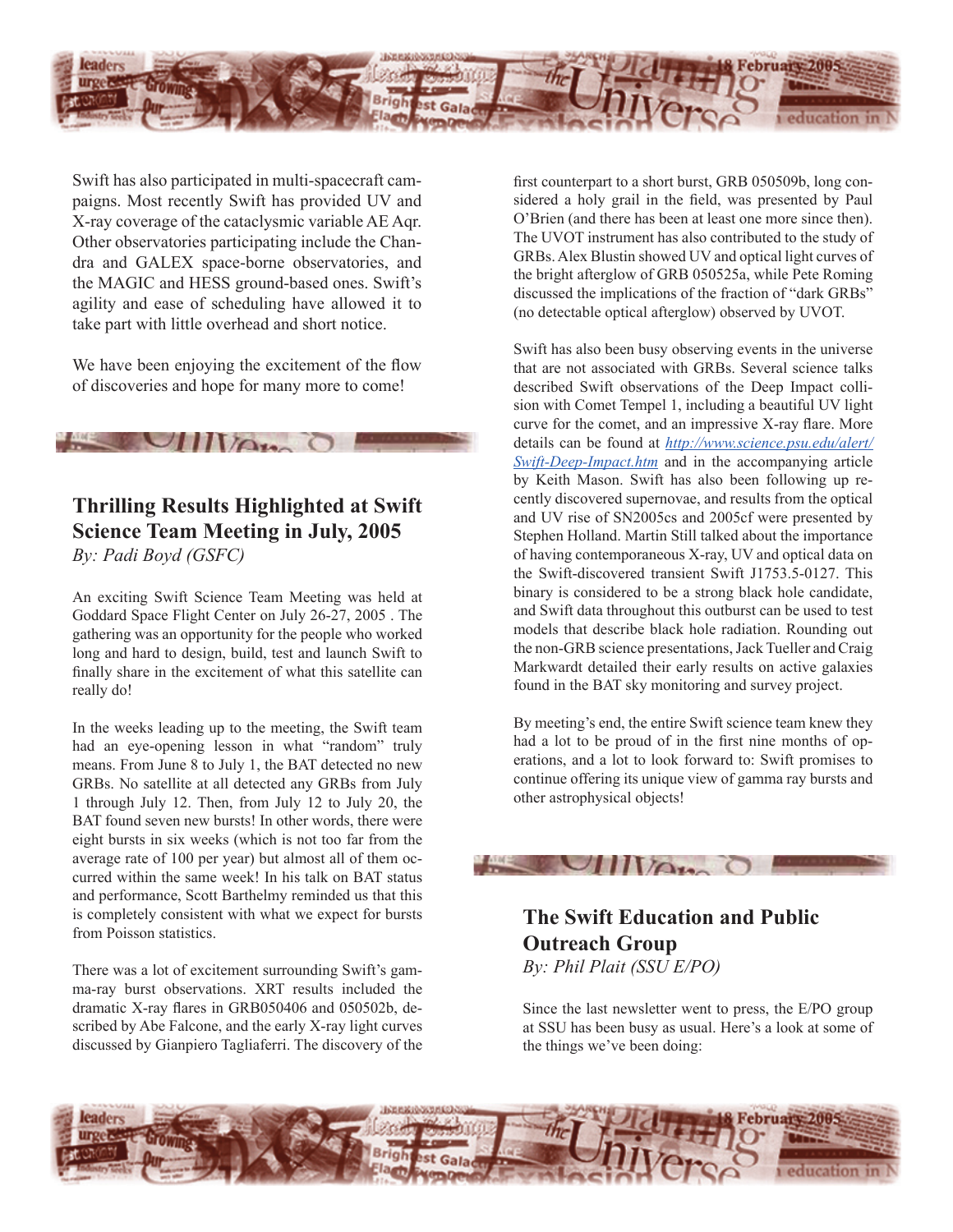Swift has also participated in multi-spacecraft campaigns. Most recently Swift has provided UV and X-ray coverage of the cataclysmic variable AE Aqr. Other observatories participating include the Chandra and GALEX space-borne observatories, and the MAGIC and HESS ground-based ones. Swift's agility and ease of scheduling have allowed it to take part with little overhead and short notice.

We have been enjoying the excitement of the flow of discoveries and hope for many more to come!

## Thrilling Results Highlighted at Swift Science Team Meeting in July, 2005

*By: Padi Boyd (GSFC)*

An exciting Swift Science Team Meeting was held at Goddard Space Flight Center on July 26-27, 2005 . The gathering was an opportunity for the people who worked long and hard to design, build, test and launch Swift to finally share in the excitement of what this satellite can really do!

In the weeks leading up to the meeting, the Swift team had an eye-opening lesson in what "random" truly means. From June 8 to July 1, the BAT detected no new GRBs. No satellite at all detected any GRBs from July 1 through July 12. Then, from July 12 to July 20, the BAT found seven new bursts! In other words, there were eight bursts in six weeks (which is not too far from the average rate of 100 per year) but almost all of them occurred within the same week! In his talk on BAT status and performance, Scott Barthelmy reminded us that this is completely consistent with what we expect for bursts from Poisson statistics.

There was a lot of excitement surrounding Swift's gamma-ray burst observations. XRT results included the dramatic X-ray flares in GRB050406 and 050502b, described by Abe Falcone, and the early X-ray light curves discussed by Gianpiero Tagliaferri. The discovery of the first counterpart to a short burst, GRB 050509b, long considered a holy grail in the field, was presented by Paul O'Brien (and there has been at least one more since then). The UVOT instrument has also contributed to the study of GRBs. Alex Blustin showed UV and optical light curves of the bright afterglow of GRB 050525a, while Pete Roming discussed the implications of the fraction of "dark GRBs" (no detectable optical afterglow) observed by UVOT.

Swift has also been busy observing events in the universe that are not associated with GRBs. Several science talks described Swift observations of the Deep Impact collision with Comet Tempel 1, including a beautiful UV light curve for the comet, and an impressive X-ray flare. More details can be found at [http://www.science.psu.edu/alert/Swift-Deep-Impact.htm](http://www.science.psu.edu/alert/Swift-Deep-Impact.htm) and in the accompanying article by Keith Mason. Swift has also been following up recently discovered supernovae, and results from the optical and UV rise of SN2005cs and 2005cf were presented by Stephen Holland. Martin Still talked about the importance of having contemporaneous X-ray, UV and optical data on the Swift-discovered transient Swift J1753.5-0127. This binary is considered to be a strong black hole candidate, and Swift data throughout this outburst can be used to test models that describe black hole radiation. Rounding out the non-GRB science presentations, Jack Tueller and Craig Markwardt detailed their early results on active galaxies found in the BAT sky monitoring and survey project.

By meeting's end, the entire Swift science team knew they had a lot to be proud of in the first nine months of operations, and a lot to look forward to: Swift promises to continue offering its unique view of gamma ray bursts and other astrophysical objects!

## The Swift Education and Public Outreach Group

*By: Phil Plait (SSU E/PO)*

Since the last newsletter went to press, the E/PO group at SSU has been busy as usual. Here's a look at some of the things we've been doing: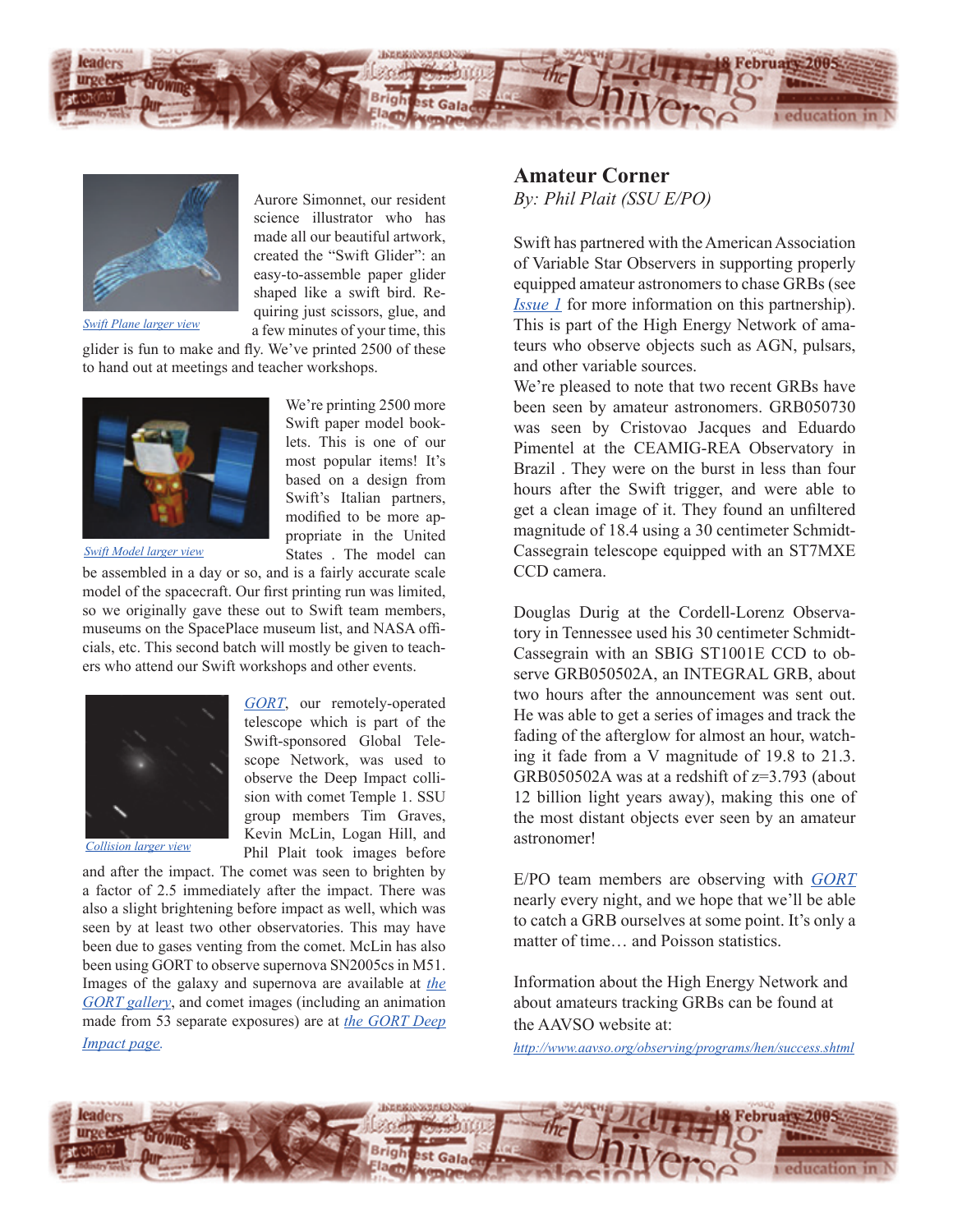Aurore Simonnet, our resident science illustrator who has made all our beautiful artwork, created the "Swift Glider": an easy-to-assemble paper glider shaped like a swift bird. Requiring just scissors, glue, and a few minutes of your time, this glider is fun to make and fly. We've printed 2500 of these to hand out at meetings and teacher workshops.

Swift Plane larger view

We're printing 2500 more Swift paper model booklets. This is one of our most popular items! It's based on a design from Swift's Italian partners, modified to be more appropriate in the United States . The model can be assembled in a day or so, and is a fairly accurate scale model of the spacecraft. Our first printing run was limited, so we originally gave these out to Swift team members, museums on the SpacePlace museum list, and NASA officials, etc. This second batch will mostly be given to teachers who attend our Swift workshops and other events.

Swift Model larger view

GORT, our remotely-operated telescope which is part of the Swift-sponsored Global Telescope Network, was used to observe the Deep Impact collision with comet Temple 1. SSU group members Tim Graves, Kevin McLin, Logan Hill, and Phil Plait took images before and after the impact. The comet was seen to brighten by a factor of 2.5 immediately after the impact. There was also a slight brightening before impact as well, which was seen by at least two other observatories. This may have been due to gases venting from the comet. McLin has also been using GORT to observe supernova SN2005cs in M51. Images of the galaxy and supernova are available at the GORT gallery, and comet images (including an animation made from 53 separate exposures) are at the GORT Deep Impact page.

Collision larger view

## Amateur Corner

*By: Phil Plait (SSU E/PO)*

Swift has partnered with the American Association of Variable Star Observers in supporting properly equipped amateur astronomers to chase GRBs (see Issue 1 for more information on this partnership). This is part of the High Energy Network of amateurs who observe objects such as AGN, pulsars, and other variable sources.

We're pleased to note that two recent GRBs have been seen by amateur astronomers. GRB050730 was seen by Cristovao Jacques and Eduardo Pimentel at the CEAMIG-REA Observatory in Brazil . They were on the burst in less than four hours after the Swift trigger, and were able to get a clean image of it. They found an unfiltered magnitude of 18.4 using a 30 centimeter Schmidt-Cassegrain telescope equipped with an ST7MXE CCD camera.

Douglas Durig at the Cordell-Lorenz Observatory in Tennessee used his 30 centimeter Schmidt-Cassegrain with an SBIG ST1001E CCD to observe GRB050502A, an INTEGRAL GRB, about two hours after the announcement was sent out. He was able to get a series of images and track the fading of the afterglow for almost an hour, watching it fade from a V magnitude of 19.8 to 21.3. GRB050502A was at a redshift of $z=3.793$ (about 12 billion light years away), making this one of the most distant objects ever seen by an amateur astronomer!

E/PO team members are observing with GORT nearly every night, and we hope that we'll be able to catch a GRB ourselves at some point. It's only a matter of time… and Poisson statistics.

Information about the High Energy Network and about amateurs tracking GRBs can be found at the AAVSO website at:

http://www.aavso.org/observing/programs/hen/success.shtml